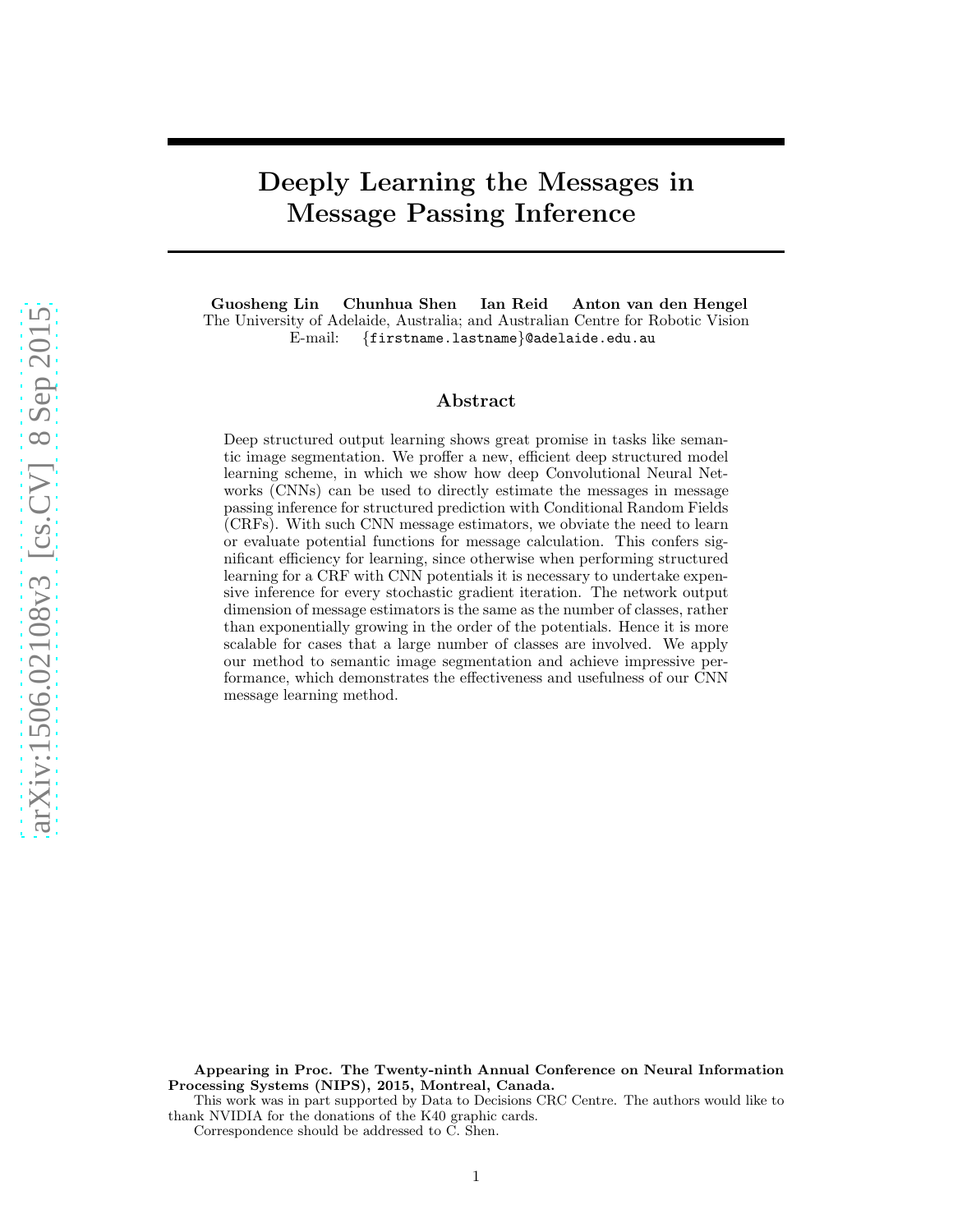# Deeply Learning the Messages in Message Passing Inference

**Guosheng Lin    Chunhua Shen    Ian Reid    Anton van den Hengel**

The University of Adelaide, Australia; and Australian Centre for Robotic Vision

E-mail: {firstname.lastname}@adelaide.edu.au

## Abstract

Deep structured output learning shows great promise in tasks like semantic image segmentation. We proffer a new, efficient deep structured model learning scheme, in which we show how deep Convolutional Neural Networks (CNNs) can be used to directly estimate the messages in message passing inference for structured prediction with Conditional Random Fields (CRFs). With such CNN message estimators, we obviate the need to learn or evaluate potential functions for message calculation. This confers significant efficiency for learning, since otherwise when performing structured learning for a CRF with CNN potentials it is necessary to undertake expensive inference for every stochastic gradient iteration. The network output dimension of message estimators is the same as the number of classes, rather than exponentially growing in the order of the potentials. Hence it is more scalable for cases that a large number of classes are involved. We apply our method to semantic image segmentation and achieve impressive performance, which demonstrates the effectiveness and usefulness of our CNN message learning method.

**Appearing in Proc. The Twenty-ninth Annual Conference on Neural Information Processing Systems (NIPS), 2015, Montreal, Canada.**

This work was in part supported by Data to Decisions CRC Centre. The authors would like to thank NVIDIA for the donations of the K40 graphic cards.

Correspondence should be addressed to C. Shen.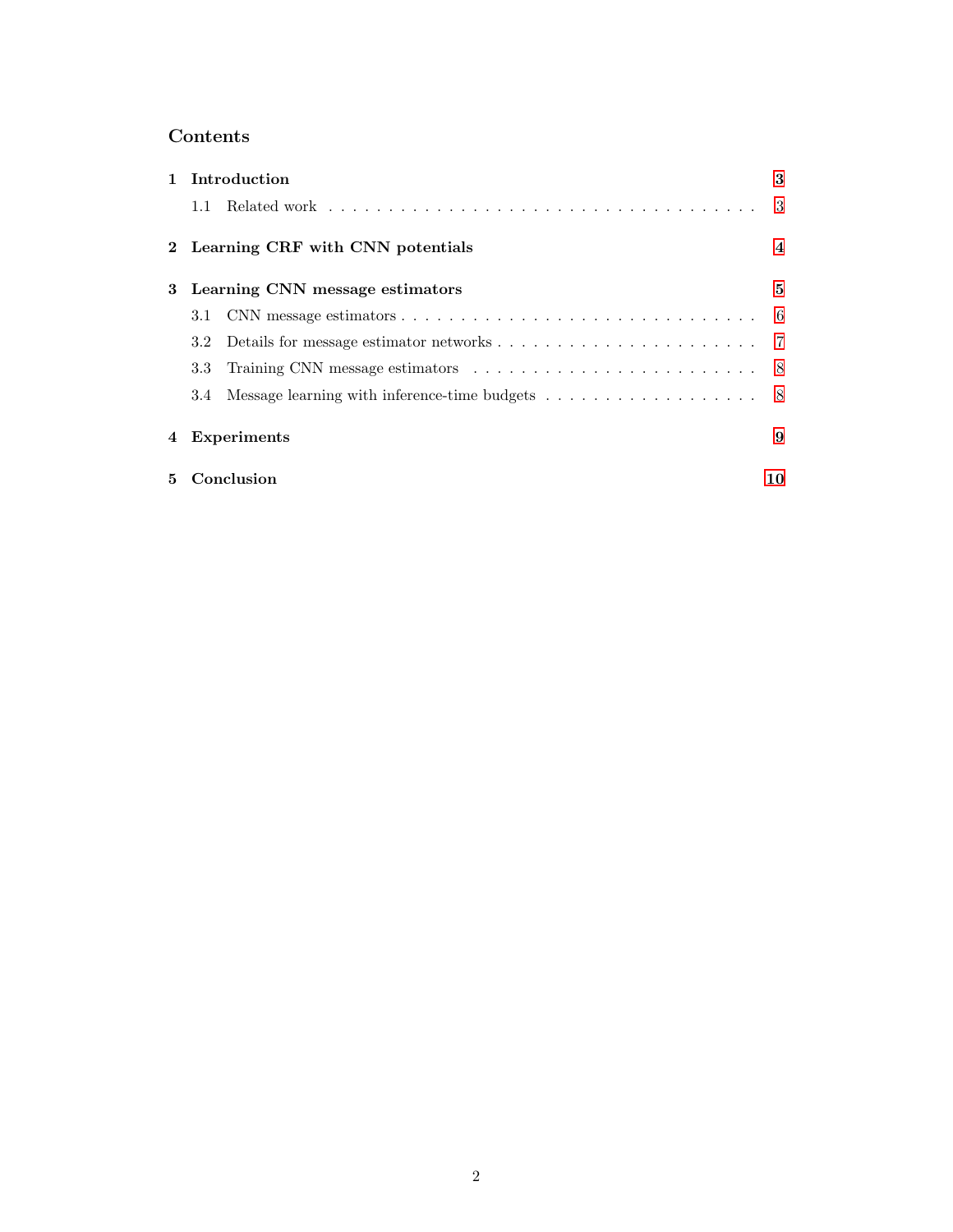## Contents

1 Introduction 3
 1.1 Related work 3

2 Learning CRF with CNN potentials 4

3 Learning CNN message estimators 5
 3.1 CNN message estimators 6
 3.2 Details for message estimator networks 7
 3.3 Training CNN message estimators 8
 3.4 Message learning with inference-time budgets 8

4 Experiments 9

5 Conclusion 10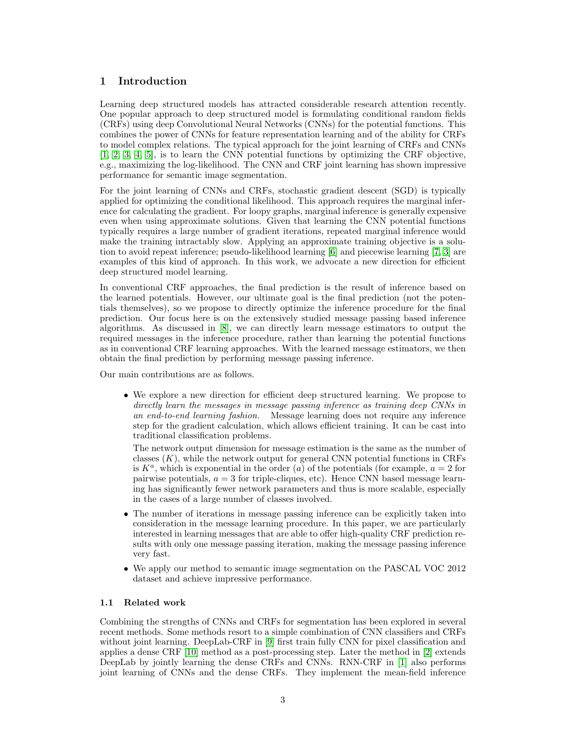## 1 Introduction

Learning deep structured models has attracted considerable research attention recently. One popular approach to deep structured model is formulating conditional random fields (CRFs) using deep Convolutional Neural Networks (CNNs) for the potential functions. This combines the power of CNNs for feature representation learning and of the ability for CRFs to model complex relations. The typical approach for the joint learning of CRFs and CNNs [1, 2, 3, 4, 5], is to learn the CNN potential functions by optimizing the CRF objective, e.g., maximizing the log-likelihood. The CNN and CRF joint learning has shown impressive performance for semantic image segmentation.

For the joint learning of CNNs and CRFs, stochastic gradient descent (SGD) is typically applied for optimizing the conditional likelihood. This approach requires the marginal inference for calculating the gradient. For loopy graphs, marginal inference is generally expensive even when using approximate solutions. Given that learning the CNN potential functions typically requires a large number of gradient iterations, repeated marginal inference would make the training intractably slow. Applying an approximate training objective is a solution to avoid repeat inference; pseudo-likelihood learning [6] and piecewise learning [7, 3] are examples of this kind of approach. In this work, we advocate a new direction for efficient deep structured model learning.

In conventional CRF approaches, the final prediction is the result of inference based on the learned potentials. However, our ultimate goal is the final prediction (not the potentials themselves), so we propose to directly optimize the inference procedure for the final prediction. Our focus here is on the extensively studied message passing based inference algorithms. As discussed in [8], we can directly learn message estimators to output the required messages in the inference procedure, rather than learning the potential functions as in conventional CRF learning approaches. With the learned message estimators, we then obtain the final prediction by performing message passing inference.

Our main contributions are as follows.

- We explore a new direction for efficient deep structured learning. We propose to *directly learn the messages in message passing inference as training deep CNNs in an end-to-end learning fashion.* Message learning does not require any inference step for the gradient calculation, which allows efficient training. It can be cast into traditional classification problems.

  The network output dimension for message estimation is the same as the number of classes ($K$), while the network output for general CNN potential functions in CRFs is $K^a$, which is exponential in the order ($a$) of the potentials (for example, $a = 2$ for pairwise potentials, $a = 3$ for triple-cliques, etc). Hence CNN based message learning has significantly fewer network parameters and thus is more scalable, especially in the cases of a large number of classes involved.

- The number of iterations in message passing inference can be explicitly taken into consideration in the message learning procedure. In this paper, we are particularly interested in learning messages that are able to offer high-quality CRF prediction results with only one message passing iteration, making the message passing inference very fast.

- We apply our method to semantic image segmentation on the PASCAL VOC 2012 dataset and achieve impressive performance.

### 1.1 Related work

Combining the strengths of CNNs and CRFs for segmentation has been explored in several recent methods. Some methods resort to a simple combination of CNN classifiers and CRFs without joint learning. DeepLab-CRF in [9] first train fully CNN for pixel classification and applies a dense CRF [10] method as a post-processing step. Later the method in [2] extends DeepLab by jointly learning the dense CRFs and CNNs. RNN-CRF in [1] also performs joint learning of CNNs and the dense CRFs. They implement the mean-field inference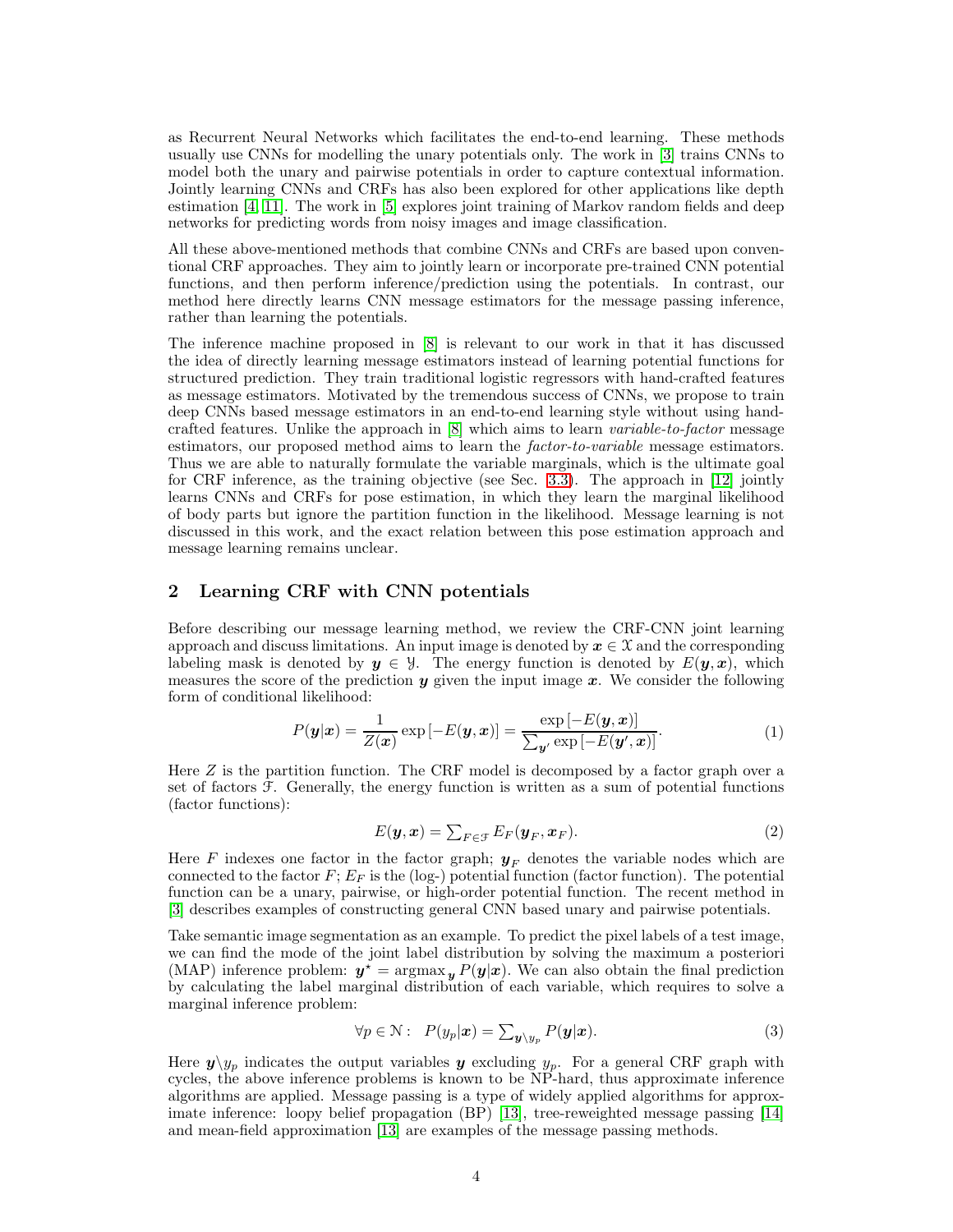as Recurrent Neural Networks which facilitates the end-to-end learning. These methods usually use CNNs for modelling the unary potentials only. The work in [3] trains CNNs to model both the unary and pairwise potentials in order to capture contextual information. Jointly learning CNNs and CRFs has also been explored for other applications like depth estimation [4, 11]. The work in [5] explores joint training of Markov random fields and deep networks for predicting words from noisy images and image classification.

All these above-mentioned methods that combine CNNs and CRFs are based upon conventional CRF approaches. They aim to jointly learn or incorporate pre-trained CNN potential functions, and then perform inference/prediction using the potentials. In contrast, our method here directly learns CNN message estimators for the message passing inference, rather than learning the potentials.

The inference machine proposed in [8] is relevant to our work in that it has discussed the idea of directly learning message estimators instead of learning potential functions for structured prediction. They train traditional logistic regressors with hand-crafted features as message estimators. Motivated by the tremendous success of CNNs, we propose to train deep CNNs based message estimators in an end-to-end learning style without using hand-crafted features. Unlike the approach in [8] which aims to learn *variable-to-factor* message estimators, our proposed method aims to learn the *factor-to-variable* message estimators. Thus we are able to naturally formulate the variable marginals, which is the ultimate goal for CRF inference, as the training objective (see Sec. 3.3). The approach in [12] jointly learns CNNs and CRFs for pose estimation, in which they learn the marginal likelihood of body parts but ignore the partition function in the likelihood. Message learning is not discussed in this work, and the exact relation between this pose estimation approach and message learning remains unclear.

## 2 Learning CRF with CNN potentials

Before describing our message learning method, we review the CRF-CNN joint learning approach and discuss limitations. An input image is denoted by $\boldsymbol{x} \in \mathcal{X}$ and the corresponding labeling mask is denoted by $\boldsymbol{y} \in \mathcal{Y}$. The energy function is denoted by $E(\boldsymbol{y}, \boldsymbol{x})$, which measures the score of the prediction $\boldsymbol{y}$ given the input image $\boldsymbol{x}$. We consider the following form of conditional likelihood:

$$P(\boldsymbol{y}|\boldsymbol{x}) = \frac{1}{Z(\boldsymbol{x})} \exp\left[-E(\boldsymbol{y}, \boldsymbol{x})\right] = \frac{\exp\left[-E(\boldsymbol{y}, \boldsymbol{x})\right]}{\sum_{\boldsymbol{y}'} \exp\left[-E(\boldsymbol{y}', \boldsymbol{x})\right]}. \tag{1}$$

Here $Z$ is the partition function. The CRF model is decomposed by a factor graph over a set of factors $\mathcal{F}$. Generally, the energy function is written as a sum of potential functions (factor functions):

$$E(\boldsymbol{y}, \boldsymbol{x}) = \textstyle\sum_{F \in \mathcal{F}} E_F(\boldsymbol{y}_F, \boldsymbol{x}_F). \tag{2}$$

Here $F$ indexes one factor in the factor graph; $\boldsymbol{y}_F$ denotes the variable nodes which are connected to the factor $F$; $E_F$ is the (log-) potential function (factor function). The potential function can be a unary, pairwise, or high-order potential function. The recent method in [3] describes examples of constructing general CNN based unary and pairwise potentials.

Take semantic image segmentation as an example. To predict the pixel labels of a test image, we can find the mode of the joint label distribution by solving the maximum a posteriori (MAP) inference problem: $\boldsymbol{y}^\star = \operatorname{argmax}_{\boldsymbol{y}} P(\boldsymbol{y}|\boldsymbol{x})$. We can also obtain the final prediction by calculating the label marginal distribution of each variable, which requires to solve a marginal inference problem:

$$\forall p \in \mathcal{N}: \quad P(y_p|\boldsymbol{x}) = \textstyle\sum_{\boldsymbol{y} \backslash y_p} P(\boldsymbol{y}|\boldsymbol{x}). \tag{3}$$

Here $\boldsymbol{y} \backslash y_p$ indicates the output variables $\boldsymbol{y}$ excluding $y_p$. For a general CRF graph with cycles, the above inference problems is known to be NP-hard, thus approximate inference algorithms are applied. Message passing is a type of widely applied algorithms for approximate inference: loopy belief propagation (BP) [13], tree-reweighted message passing [14] and mean-field approximation [13] are examples of the message passing methods.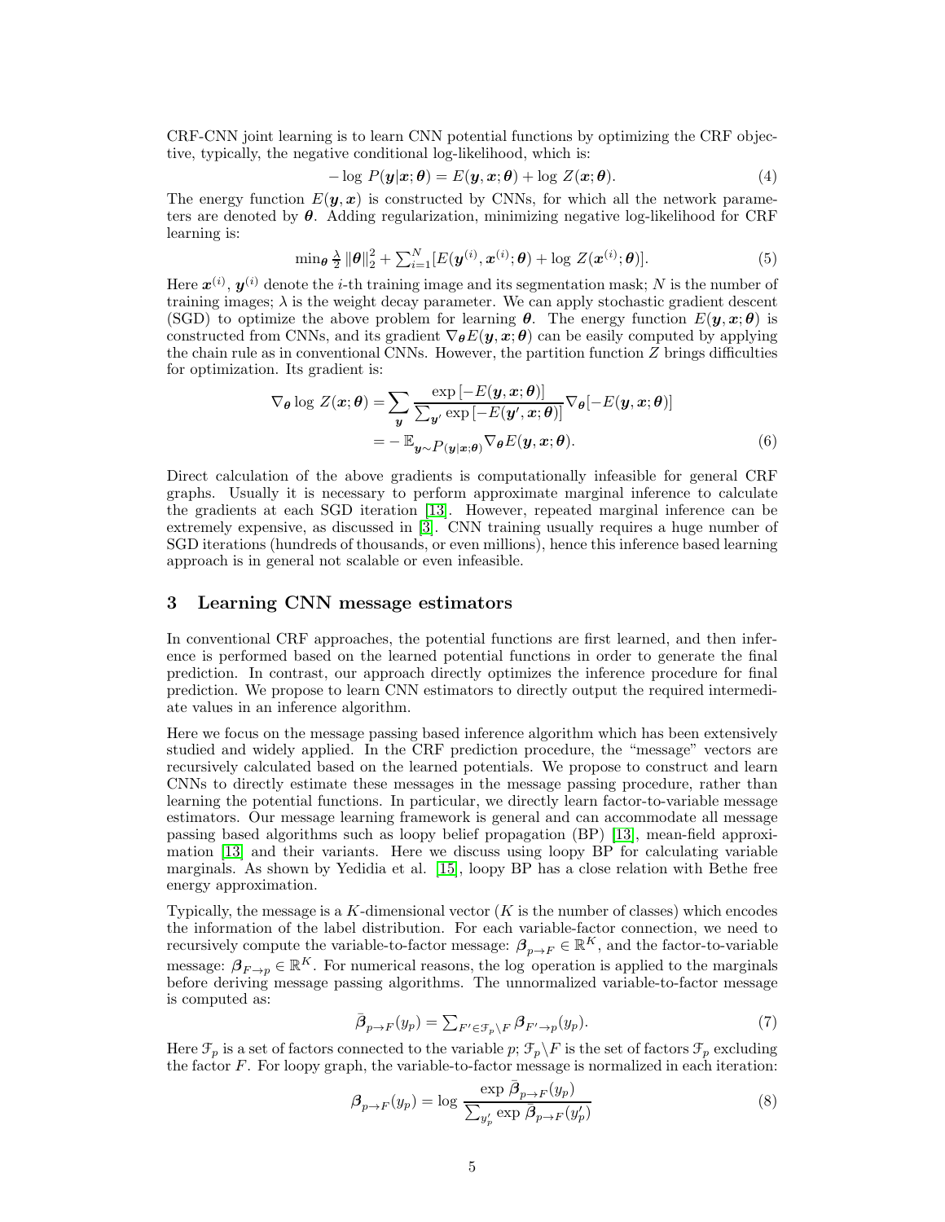CRF-CNN joint learning is to learn CNN potential functions by optimizing the CRF objective, typically, the negative conditional log-likelihood, which is:

$$-\log\, P(\boldsymbol{y}|\boldsymbol{x};\boldsymbol{\theta}) = E(\boldsymbol{y},\boldsymbol{x};\boldsymbol{\theta}) + \log\, Z(\boldsymbol{x};\boldsymbol{\theta}). \tag{4}$$

The energy function $E(\boldsymbol{y},\boldsymbol{x})$ is constructed by CNNs, for which all the network parameters are denoted by $\boldsymbol{\theta}$. Adding regularization, minimizing negative log-likelihood for CRF learning is:

$$\min_{\boldsymbol{\theta}} \tfrac{\lambda}{2}\, \|\boldsymbol{\theta}\|_2^2 + \textstyle\sum_{i=1}^{N} [E(\boldsymbol{y}^{(i)}, \boldsymbol{x}^{(i)};\boldsymbol{\theta}) + \log\, Z(\boldsymbol{x}^{(i)};\boldsymbol{\theta})]. \tag{5}$$

Here $\boldsymbol{x}^{(i)}$, $\boldsymbol{y}^{(i)}$ denote the $i$-th training image and its segmentation mask; $N$ is the number of training images; $\lambda$ is the weight decay parameter. We can apply stochastic gradient descent (SGD) to optimize the above problem for learning $\boldsymbol{\theta}$. The energy function $E(\boldsymbol{y},\boldsymbol{x};\boldsymbol{\theta})$ is constructed from CNNs, and its gradient $\nabla_{\boldsymbol{\theta}} E(\boldsymbol{y},\boldsymbol{x};\boldsymbol{\theta})$ can be easily computed by applying the chain rule as in conventional CNNs. However, the partition function $Z$ brings difficulties for optimization. Its gradient is:

$$\begin{aligned}
\nabla_{\boldsymbol{\theta}} \log\, Z(\boldsymbol{x};\boldsymbol{\theta}) &= \sum_{\boldsymbol{y}} \frac{\exp\left[-E(\boldsymbol{y},\boldsymbol{x};\boldsymbol{\theta})\right]}{\sum_{\boldsymbol{y}'} \exp\left[-E(\boldsymbol{y}',\boldsymbol{x};\boldsymbol{\theta})\right]} \nabla_{\boldsymbol{\theta}}[-E(\boldsymbol{y},\boldsymbol{x};\boldsymbol{\theta})] \\
&= -\,\mathbb{E}_{\boldsymbol{y}\sim P(\boldsymbol{y}|\boldsymbol{x};\boldsymbol{\theta})} \nabla_{\boldsymbol{\theta}} E(\boldsymbol{y},\boldsymbol{x};\boldsymbol{\theta}).
\end{aligned} \tag{6}$$

Direct calculation of the above gradients is computationally infeasible for general CRF graphs. Usually it is necessary to perform approximate marginal inference to calculate the gradients at each SGD iteration [13]. However, repeated marginal inference can be extremely expensive, as discussed in [3]. CNN training usually requires a huge number of SGD iterations (hundreds of thousands, or even millions), hence this inference based learning approach is in general not scalable or even infeasible.

## 3 Learning CNN message estimators

In conventional CRF approaches, the potential functions are first learned, and then inference is performed based on the learned potential functions in order to generate the final prediction. In contrast, our approach directly optimizes the inference procedure for final prediction. We propose to learn CNN estimators to directly output the required intermediate values in an inference algorithm.

Here we focus on the message passing based inference algorithm which has been extensively studied and widely applied. In the CRF prediction procedure, the "message" vectors are recursively calculated based on the learned potentials. We propose to construct and learn CNNs to directly estimate these messages in the message passing procedure, rather than learning the potential functions. In particular, we directly learn factor-to-variable message estimators. Our message learning framework is general and can accommodate all message passing based algorithms such as loopy belief propagation (BP) [13], mean-field approximation [13] and their variants. Here we discuss using loopy BP for calculating variable marginals. As shown by Yedidia et al. [15], loopy BP has a close relation with Bethe free energy approximation.

Typically, the message is a $K$-dimensional vector ($K$ is the number of classes) which encodes the information of the label distribution. For each variable-factor connection, we need to recursively compute the variable-to-factor message: $\boldsymbol{\beta}_{p\to F} \in \mathbb{R}^K$, and the factor-to-variable message: $\boldsymbol{\beta}_{F\to p} \in \mathbb{R}^K$. For numerical reasons, the log operation is applied to the marginals before deriving message passing algorithms. The unnormalized variable-to-factor message is computed as:

$$\bar{\boldsymbol{\beta}}_{p\to F}(y_p) = \textstyle\sum_{F' \in \mathcal{F}_p \backslash F} \boldsymbol{\beta}_{F'\to p}(y_p). \tag{7}$$

Here $\mathcal{F}_p$ is a set of factors connected to the variable $p$; $\mathcal{F}_p \backslash F$ is the set of factors $\mathcal{F}_p$ excluding the factor $F$. For loopy graph, the variable-to-factor message is normalized in each iteration:

$$\boldsymbol{\beta}_{p\to F}(y_p) = \log \frac{\exp \bar{\boldsymbol{\beta}}_{p\to F}(y_p)}{\sum_{y_p'} \exp \bar{\boldsymbol{\beta}}_{p\to F}(y_p')} \tag{8}$$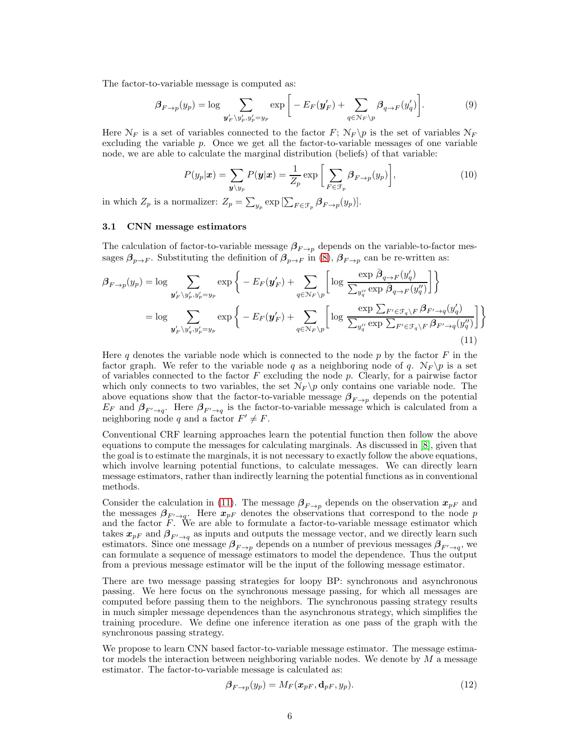The factor-to-variable message is computed as:

$$\boldsymbol{\beta}_{F \to p}(y_p) = \log \sum_{\boldsymbol{y}'_F \backslash y'_p, y'_p = y_p} \exp \Big[ - E_F(\boldsymbol{y}'_F) + \sum_{q \in \mathcal{N}_F \backslash p} \boldsymbol{\beta}_{q \to F}(y'_q) \Big]. \tag{9}$$

Here $\mathcal{N}_F$ is a set of variables connected to the factor $F$; $\mathcal{N}_F \backslash p$ is the set of variables $\mathcal{N}_F$ excluding the variable $p$. Once we get all the factor-to-variable messages of one variable node, we are able to calculate the marginal distribution (beliefs) of that variable:

$$P(y_p | \boldsymbol{x}) = \sum_{\boldsymbol{y} \backslash y_p} P(\boldsymbol{y} | \boldsymbol{x}) = \frac{1}{Z_p} \exp \Big[ \sum_{F \in \mathcal{F}_p} \boldsymbol{\beta}_{F \to p}(y_p) \Big], \tag{10}$$

in which $Z_p$ is a normalizer: $Z_p = \sum_{y_p} \exp \left[ \sum_{F \in \mathcal{F}_p} \boldsymbol{\beta}_{F \to p}(y_p) \right]$.

### 3.1 CNN message estimators

The calculation of factor-to-variable message $\boldsymbol{\beta}_{F \to p}$ depends on the variable-to-factor messages $\boldsymbol{\beta}_{p \to F}$. Substituting the definition of $\boldsymbol{\beta}_{p \to F}$ in (8), $\boldsymbol{\beta}_{F \to p}$ can be re-written as:

$$\begin{aligned}
\boldsymbol{\beta}_{F \to p}(y_p) &= \log \sum_{\boldsymbol{y}'_F \backslash y'_p, y'_p = y_p} \exp \Big\{ - E_F(\boldsymbol{y}'_F) + \sum_{q \in \mathcal{N}_F \backslash p} \Big[ \log \frac{\exp \bar{\boldsymbol{\beta}}_{q \to F}(y'_q)}{\sum_{y''_q} \exp \bar{\boldsymbol{\beta}}_{q \to F}(y''_q)} \Big] \Big\} \\
&= \log \sum_{\boldsymbol{y}'_F \backslash y'_q, y'_p = y_p} \exp \Big\{ - E_F(\boldsymbol{y}'_F) + \sum_{q \in \mathcal{N}_F \backslash p} \Big[ \log \frac{\exp \sum_{F' \in \mathcal{F}_q \backslash F} \boldsymbol{\beta}_{F' \to q}(y'_q)}{\sum_{y''_q} \exp \sum_{F' \in \mathcal{F}_q \backslash F} \boldsymbol{\beta}_{F' \to q}(y''_q)} \Big] \Big\}
\end{aligned} \tag{11}$$

Here $q$ denotes the variable node which is connected to the node $p$ by the factor $F$ in the factor graph. We refer to the variable node $q$ as a neighboring node of $q$. $\mathcal{N}_F \backslash p$ is a set of variables connected to the factor $F$ excluding the node $p$. Clearly, for a pairwise factor which only connects to two variables, the set $\mathcal{N}_F \backslash p$ only contains one variable node. The above equations show that the factor-to-variable message $\boldsymbol{\beta}_{F \to p}$ depends on the potential $E_F$ and $\boldsymbol{\beta}_{F' \to q}$. Here $\boldsymbol{\beta}_{F' \to q}$ is the factor-to-variable message which is calculated from a neighboring node $q$ and a factor $F' \neq F$.

Conventional CRF learning approaches learn the potential function then follow the above equations to compute the messages for calculating marginals. As discussed in [8], given that the goal is to estimate the marginals, it is not necessary to exactly follow the above equations, which involve learning potential functions, to calculate messages. We can directly learn message estimators, rather than indirectly learning the potential functions as in conventional methods.

Consider the calculation in (11). The message $\boldsymbol{\beta}_{F \to p}$ depends on the observation $\boldsymbol{x}_{pF}$ and the messages $\boldsymbol{\beta}_{F' \to q}$. Here $\boldsymbol{x}_{pF}$ denotes the observations that correspond to the node $p$ and the factor $F$. We are able to formulate a factor-to-variable message estimator which takes $\boldsymbol{x}_{pF}$ and $\boldsymbol{\beta}_{F' \to q}$ as inputs and outputs the message vector, and we directly learn such estimators. Since one message $\boldsymbol{\beta}_{F \to p}$ depends on a number of previous messages $\boldsymbol{\beta}_{F' \to q}$, we can formulate a sequence of message estimators to model the dependence. Thus the output from a previous message estimator will be the input of the following message estimator.

There are two message passing strategies for loopy BP: synchronous and asynchronous passing. We here focus on the synchronous message passing, for which all messages are computed before passing them to the neighbors. The synchronous passing strategy results in much simpler message dependences than the asynchronous strategy, which simplifies the training procedure. We define one inference iteration as one pass of the graph with the synchronous passing strategy.

We propose to learn CNN based factor-to-variable message estimator. The message estimator models the interaction between neighboring variable nodes. We denote by $M$ a message estimator. The factor-to-variable message is calculated as:

$$\boldsymbol{\beta}_{F \to p}(y_p) = M_F(\boldsymbol{x}_{pF}, \mathbf{d}_{pF}, y_p). \tag{12}$$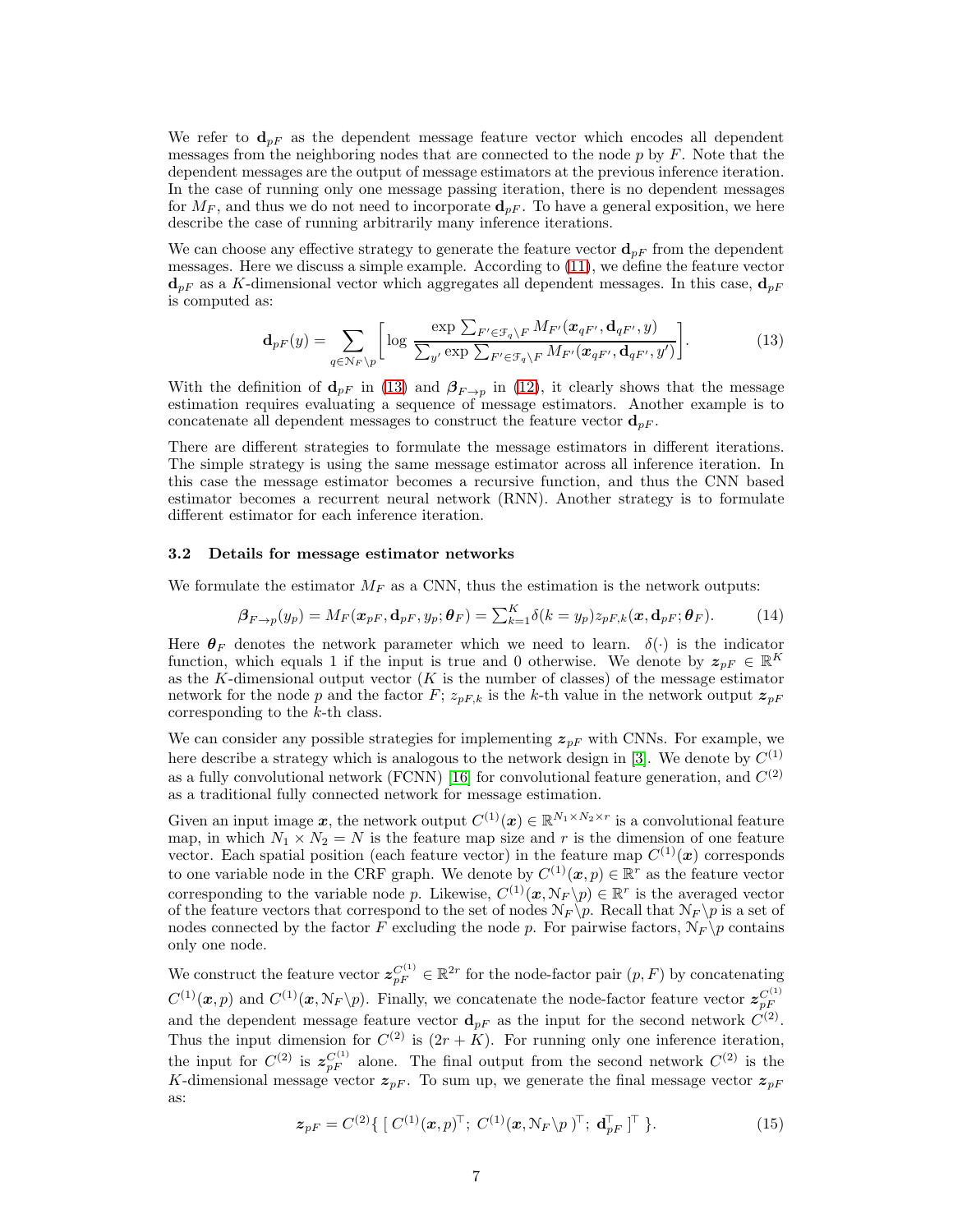We refer to $\mathbf{d}_{pF}$ as the dependent message feature vector which encodes all dependent messages from the neighboring nodes that are connected to the node $p$ by $F$. Note that the dependent messages are the output of message estimators at the previous inference iteration. In the case of running only one message passing iteration, there is no dependent messages for $M_F$, and thus we do not need to incorporate $\mathbf{d}_{pF}$. To have a general exposition, we here describe the case of running arbitrarily many inference iterations.

We can choose any effective strategy to generate the feature vector $\mathbf{d}_{pF}$ from the dependent messages. Here we discuss a simple example. According to (11), we define the feature vector $\mathbf{d}_{pF}$ as a $K$-dimensional vector which aggregates all dependent messages. In this case, $\mathbf{d}_{pF}$ is computed as:

$$\mathbf{d}_{pF}(y) = \sum_{q \in \mathcal{N}_F \backslash p} \left[ \log \frac{\exp \sum_{F' \in \mathcal{F}_q \backslash F} M_{F'}(\boldsymbol{x}_{qF'}, \mathbf{d}_{qF'}, y)}{\sum_{y'} \exp \sum_{F' \in \mathcal{F}_q \backslash F} M_{F'}(\boldsymbol{x}_{qF'}, \mathbf{d}_{qF'}, y')} \right]. \tag{13}$$

With the definition of $\mathbf{d}_{pF}$ in (13) and $\boldsymbol{\beta}_{F \to p}$ in (12), it clearly shows that the message estimation requires evaluating a sequence of message estimators. Another example is to concatenate all dependent messages to construct the feature vector $\mathbf{d}_{pF}$.

There are different strategies to formulate the message estimators in different iterations. The simple strategy is using the same message estimator across all inference iteration. In this case the message estimator becomes a recursive function, and thus the CNN based estimator becomes a recurrent neural network (RNN). Another strategy is to formulate different estimator for each inference iteration.

### 3.2 Details for message estimator networks

We formulate the estimator $M_F$ as a CNN, thus the estimation is the network outputs:

$$\boldsymbol{\beta}_{F \to p}(y_p) = M_F(\boldsymbol{x}_{pF}, \mathbf{d}_{pF}, y_p; \boldsymbol{\theta}_F) = \textstyle\sum_{k=1}^{K} \delta(k = y_p) z_{pF,k}(\boldsymbol{x}, \mathbf{d}_{pF}; \boldsymbol{\theta}_F). \tag{14}$$

Here $\boldsymbol{\theta}_F$ denotes the network parameter which we need to learn. $\delta(\cdot)$ is the indicator function, which equals 1 if the input is true and 0 otherwise. We denote by $\boldsymbol{z}_{pF} \in \mathbb{R}^K$ as the $K$-dimensional output vector ($K$ is the number of classes) of the message estimator network for the node $p$ and the factor $F$; $z_{pF,k}$ is the $k$-th value in the network output $\boldsymbol{z}_{pF}$ corresponding to the $k$-th class.

We can consider any possible strategies for implementing $\boldsymbol{z}_{pF}$ with CNNs. For example, we here describe a strategy which is analogous to the network design in [3]. We denote by $C^{(1)}$ as a fully convolutional network (FCNN) [16] for convolutional feature generation, and $C^{(2)}$ as a traditional fully connected network for message estimation.

Given an input image $\boldsymbol{x}$, the network output $C^{(1)}(\boldsymbol{x}) \in \mathbb{R}^{N_1 \times N_2 \times r}$ is a convolutional feature map, in which $N_1 \times N_2 = N$ is the feature map size and $r$ is the dimension of one feature vector. Each spatial position (each feature vector) in the feature map $C^{(1)}(\boldsymbol{x})$ corresponds to one variable node in the CRF graph. We denote by $C^{(1)}(\boldsymbol{x}, p) \in \mathbb{R}^r$ as the feature vector corresponding to the variable node $p$. Likewise, $C^{(1)}(\boldsymbol{x}, \mathcal{N}_F \backslash p) \in \mathbb{R}^r$ is the averaged vector of the feature vectors that correspond to the set of nodes $\mathcal{N}_F \backslash p$. Recall that $\mathcal{N}_F \backslash p$ is a set of nodes connected by the factor $F$ excluding the node $p$. For pairwise factors, $\mathcal{N}_F \backslash p$ contains only one node.

We construct the feature vector $\boldsymbol{z}_{pF}^{C^{(1)}} \in \mathbb{R}^{2r}$ for the node-factor pair $(p, F)$ by concatenating $C^{(1)}(\boldsymbol{x}, p)$ and $C^{(1)}(\boldsymbol{x}, \mathcal{N}_F \backslash p)$. Finally, we concatenate the node-factor feature vector $\boldsymbol{z}_{pF}^{C^{(1)}}$ and the dependent message feature vector $\mathbf{d}_{pF}$ as the input for the second network $C^{(2)}$. Thus the input dimension for $C^{(2)}$ is $(2r + K)$. For running only one inference iteration, the input for $C^{(2)}$ is $\boldsymbol{z}_{pF}^{C^{(1)}}$ alone. The final output from the second network $C^{(2)}$ is the $K$-dimensional message vector $\boldsymbol{z}_{pF}$. To sum up, we generate the final message vector $\boldsymbol{z}_{pF}$ as:

$$\boldsymbol{z}_{pF} = C^{(2)}\{ \, [ \, C^{(1)}(\boldsymbol{x}, p)^{\top}; \; C^{(1)}(\boldsymbol{x}, \mathcal{N}_F \backslash p \,)^{\top}; \; \mathbf{d}_{pF}^{\top} \, ]^{\top} \, \}. \tag{15}$$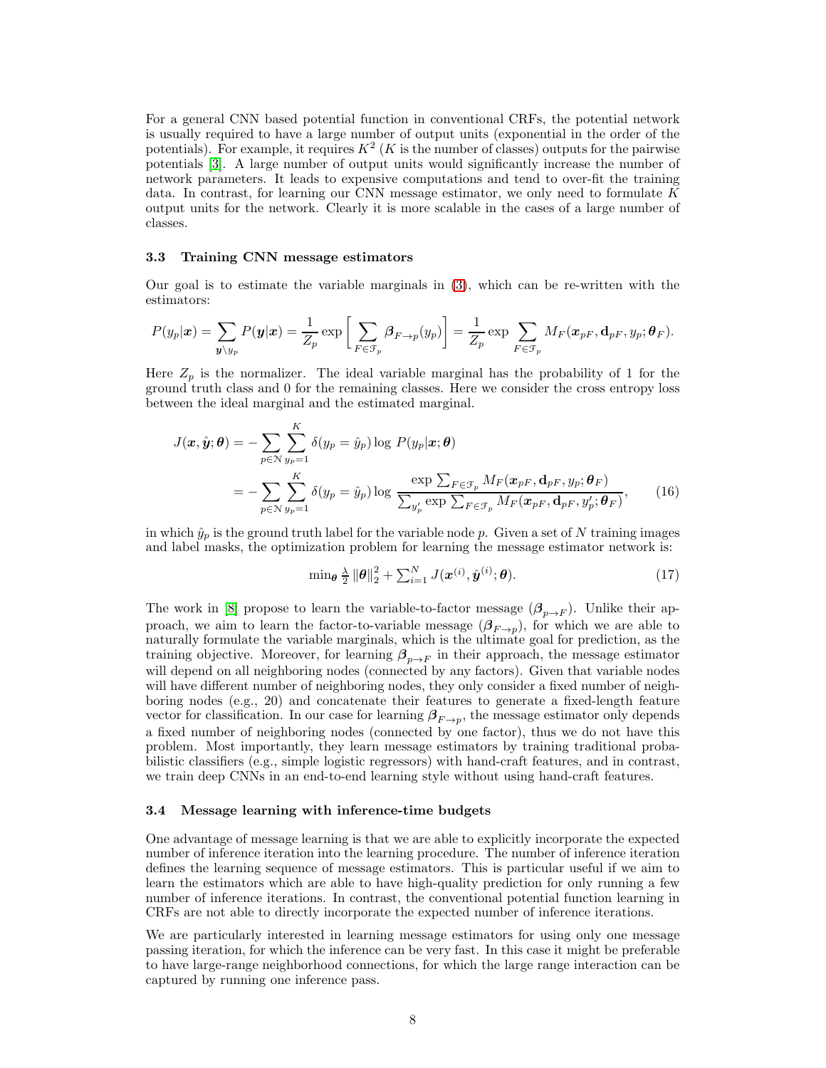For a general CNN based potential function in conventional CRFs, the potential network is usually required to have a large number of output units (exponential in the order of the potentials). For example, it requires $K^2$ ($K$ is the number of classes) outputs for the pairwise potentials [3]. A large number of output units would significantly increase the number of network parameters. It leads to expensive computations and tend to over-fit the training data. In contrast, for learning our CNN message estimator, we only need to formulate $K$ output units for the network. Clearly it is more scalable in the cases of a large number of classes.

### 3.3 Training CNN message estimators

Our goal is to estimate the variable marginals in (3), which can be re-written with the estimators:

$$P(y_p|\boldsymbol{x}) = \sum_{\boldsymbol{y}\setminus y_p} P(\boldsymbol{y}|\boldsymbol{x}) = \frac{1}{Z_p} \exp\Big[\sum_{F\in\mathcal{F}_p} \boldsymbol{\beta}_{F\to p}(y_p)\Big] = \frac{1}{Z_p} \exp \sum_{F\in\mathcal{F}_p} M_F(\boldsymbol{x}_{pF}, \mathbf{d}_{pF}, y_p; \boldsymbol{\theta}_F).$$

Here $Z_p$ is the normalizer. The ideal variable marginal has the probability of 1 for the ground truth class and 0 for the remaining classes. Here we consider the cross entropy loss between the ideal marginal and the estimated marginal.

$$\begin{aligned} J(\boldsymbol{x}, \hat{\boldsymbol{y}}; \boldsymbol{\theta}) &= -\sum_{p\in\mathcal{N}} \sum_{y_p=1}^{K} \delta(y_p = \hat{y}_p) \log\, P(y_p|\boldsymbol{x}; \boldsymbol{\theta}) \\ &= -\sum_{p\in\mathcal{N}} \sum_{y_p=1}^{K} \delta(y_p = \hat{y}_p) \log\, \frac{\exp \sum_{F\in\mathcal{F}_p} M_F(\boldsymbol{x}_{pF}, \mathbf{d}_{pF}, y_p; \boldsymbol{\theta}_F)}{\sum_{y'_p} \exp \sum_{F\in\mathcal{F}_p} M_F(\boldsymbol{x}_{pF}, \mathbf{d}_{pF}, y'_p; \boldsymbol{\theta}_F)}, \end{aligned} \tag{16}$$

in which $\hat{y}_p$ is the ground truth label for the variable node $p$. Given a set of $N$ training images and label masks, the optimization problem for learning the message estimator network is:

$$\min_{\boldsymbol{\theta}} \tfrac{\lambda}{2} \|\boldsymbol{\theta}\|_2^2 + \textstyle\sum_{i=1}^{N} J(\boldsymbol{x}^{(i)}, \hat{\boldsymbol{y}}^{(i)}; \boldsymbol{\theta}). \tag{17}$$

The work in [8] propose to learn the variable-to-factor message ($\boldsymbol{\beta}_{p\to F}$). Unlike their approach, we aim to learn the factor-to-variable message ($\boldsymbol{\beta}_{F\to p}$), for which we are able to naturally formulate the variable marginals, which is the ultimate goal for prediction, as the training objective. Moreover, for learning $\boldsymbol{\beta}_{p\to F}$ in their approach, the message estimator will depend on all neighboring nodes (connected by any factors). Given that variable nodes will have different number of neighboring nodes, they only consider a fixed number of neighboring nodes (e.g., 20) and concatenate their features to generate a fixed-length feature vector for classification. In our case for learning $\boldsymbol{\beta}_{F\to p}$, the message estimator only depends a fixed number of neighboring nodes (connected by one factor), thus we do not have this problem. Most importantly, they learn message estimators by training traditional probabilistic classifiers (e.g., simple logistic regressors) with hand-craft features, and in contrast, we train deep CNNs in an end-to-end learning style without using hand-craft features.

### 3.4 Message learning with inference-time budgets

One advantage of message learning is that we are able to explicitly incorporate the expected number of inference iteration into the learning procedure. The number of inference iteration defines the learning sequence of message estimators. This is particular useful if we aim to learn the estimators which are able to have high-quality prediction for only running a few number of inference iterations. In contrast, the conventional potential function learning in CRFs are not able to directly incorporate the expected number of inference iterations.

We are particularly interested in learning message estimators for using only one message passing iteration, for which the inference can be very fast. In this case it might be preferable to have large-range neighborhood connections, for which the large range interaction can be captured by running one inference pass.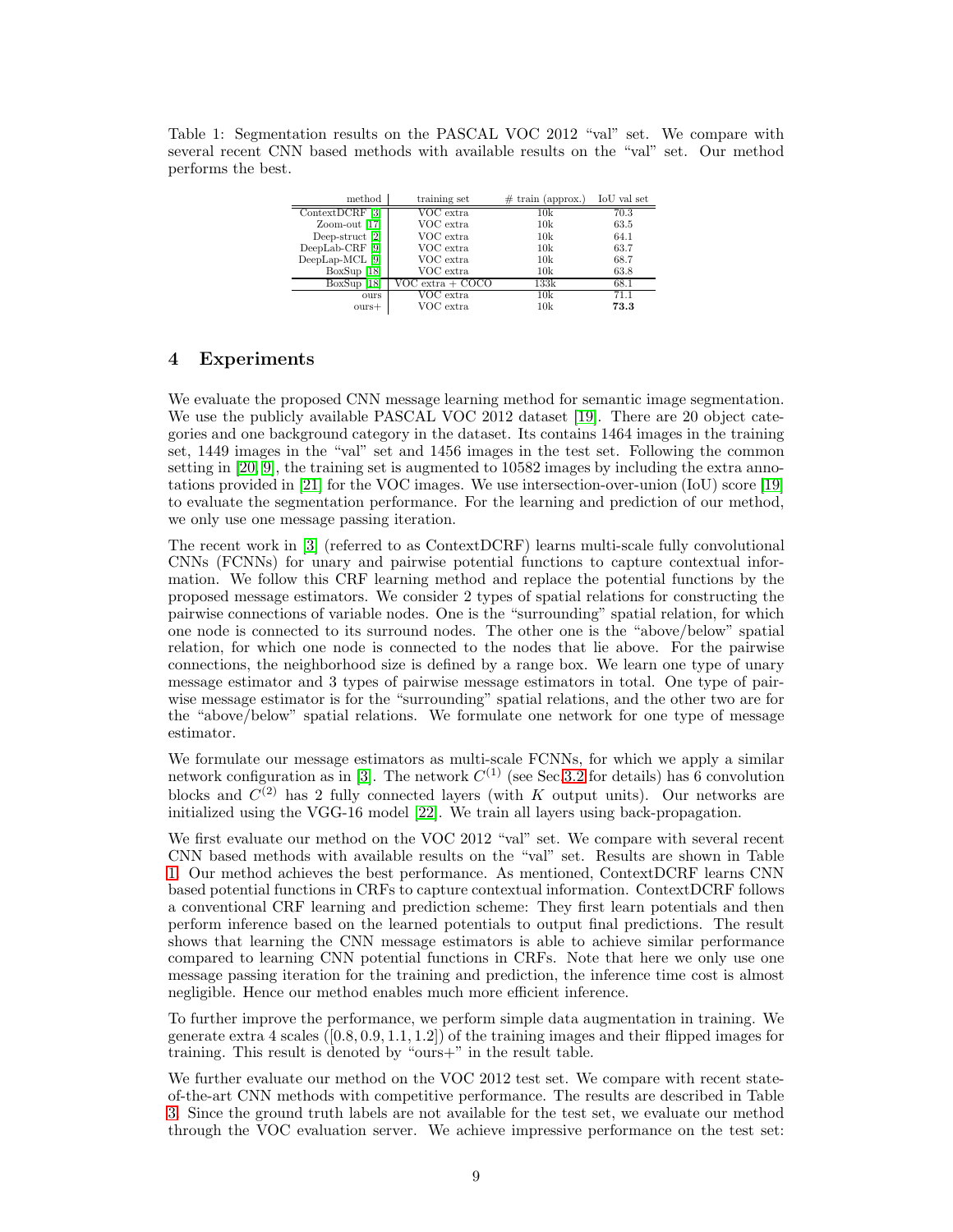Table 1: Segmentation results on the PASCAL VOC 2012 "val" set. We compare with several recent CNN based methods with available results on the "val" set. Our method performs the best.

| method | training set | # train (approx.) | IoU val set |
|---|---|---|---|
| ContextDCRF [3] | VOC extra | 10k | 70.3 |
| Zoom-out [17] | VOC extra | 10k | 63.5 |
| Deep-struct [2] | VOC extra | 10k | 64.1 |
| DeepLab-CRF [9] | VOC extra | 10k | 63.7 |
| DeepLap-MCL [9] | VOC extra | 10k | 68.7 |
| BoxSup [18] | VOC extra | 10k | 63.8 |
| BoxSup [18] | VOC extra + COCO | 133k | 68.1 |
| ours | VOC extra | 10k | 71.1 |
| ours+ | VOC extra | 10k | **73.3** |

## 4 Experiments

We evaluate the proposed CNN message learning method for semantic image segmentation. We use the publicly available PASCAL VOC 2012 dataset [19]. There are 20 object categories and one background category in the dataset. Its contains 1464 images in the training set, 1449 images in the "val" set and 1456 images in the test set. Following the common setting in [20, 9], the training set is augmented to 10582 images by including the extra annotations provided in [21] for the VOC images. We use intersection-over-union (IoU) score [19] to evaluate the segmentation performance. For the learning and prediction of our method, we only use one message passing iteration.

The recent work in [3] (referred to as ContextDCRF) learns multi-scale fully convolutional CNNs (FCNNs) for unary and pairwise potential functions to capture contextual information. We follow this CRF learning method and replace the potential functions by the proposed message estimators. We consider 2 types of spatial relations for constructing the pairwise connections of variable nodes. One is the "surrounding" spatial relation, for which one node is connected to its surround nodes. The other one is the "above/below" spatial relation, for which one node is connected to the nodes that lie above. For the pairwise connections, the neighborhood size is defined by a range box. We learn one type of unary message estimator and 3 types of pairwise message estimators in total. One type of pairwise message estimator is for the "surrounding" spatial relations, and the other two are for the "above/below" spatial relations. We formulate one network for one type of message estimator.

We formulate our message estimators as multi-scale FCNNs, for which we apply a similar network configuration as in [3]. The network $C^{(1)}$ (see Sec.3.2 for details) has 6 convolution blocks and $C^{(2)}$ has 2 fully connected layers (with $K$ output units). Our networks are initialized using the VGG-16 model [22]. We train all layers using back-propagation.

We first evaluate our method on the VOC 2012 "val" set. We compare with several recent CNN based methods with available results on the "val" set. Results are shown in Table 1. Our method achieves the best performance. As mentioned, ContextDCRF learns CNN based potential functions in CRFs to capture contextual information. ContextDCRF follows a conventional CRF learning and prediction scheme: They first learn potentials and then perform inference based on the learned potentials to output final predictions. The result shows that learning the CNN message estimators is able to achieve similar performance compared to learning CNN potential functions in CRFs. Note that here we only use one message passing iteration for the training and prediction, the inference time cost is almost negligible. Hence our method enables much more efficient inference.

To further improve the performance, we perform simple data augmentation in training. We generate extra 4 scales ($[0.8, 0.9, 1.1, 1.2]$) of the training images and their flipped images for training. This result is denoted by "ours+" in the result table.

We further evaluate our method on the VOC 2012 test set. We compare with recent state-of-the-art CNN methods with competitive performance. The results are described in Table 3. Since the ground truth labels are not available for the test set, we evaluate our method through the VOC evaluation server. We achieve impressive performance on the test set: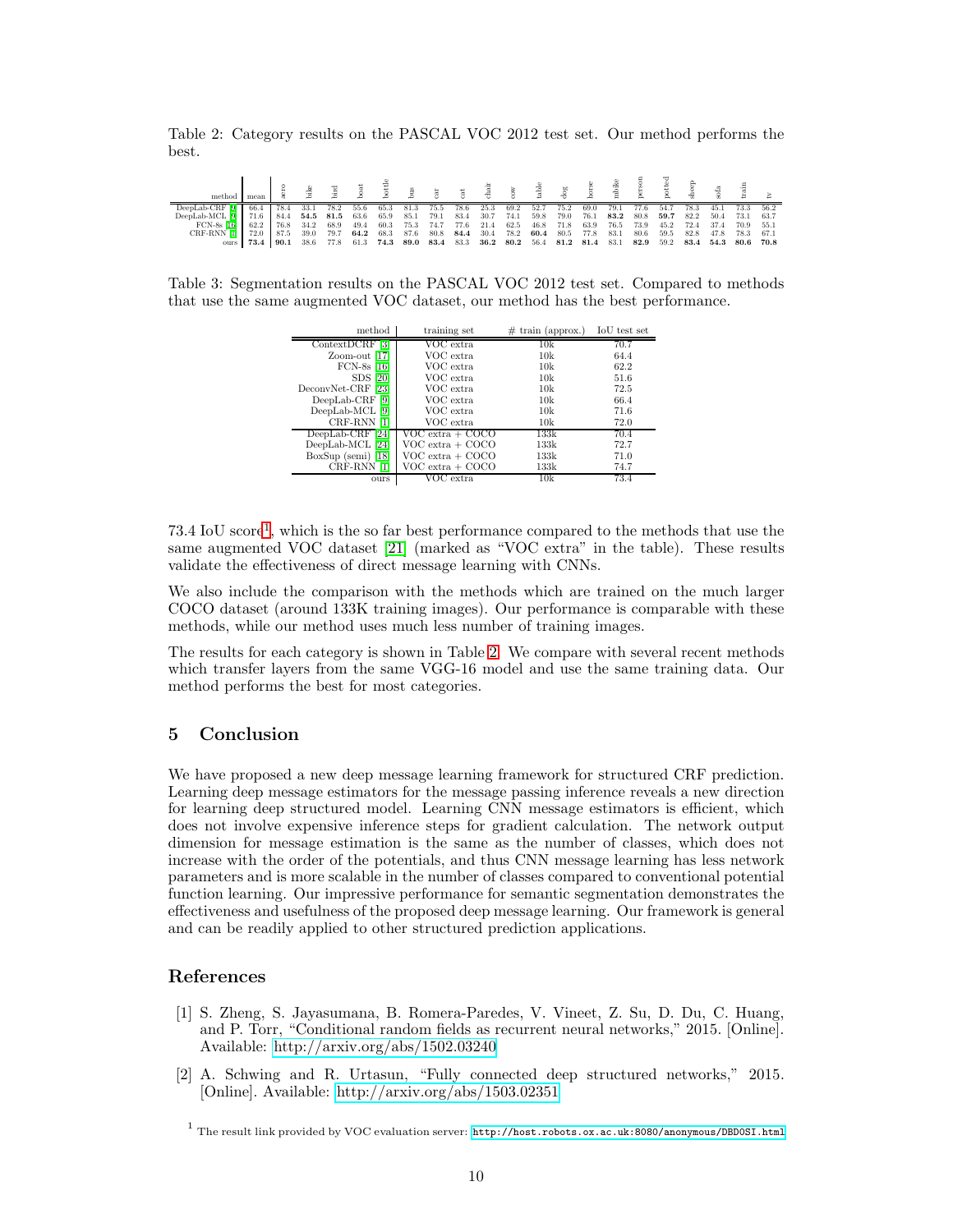Table 2: Category results on the PASCAL VOC 2012 test set. Our method performs the best.

| method | mean | aero | bike | bird | boat | bottle | bus | car | cat | chair | cow | table | dog | horse | mbike | person | potted | sheep | sofa | train | tv |
|---|---|---|---|---|---|---|---|---|---|---|---|---|---|---|---|---|---|---|---|---|---|
| DeepLab-CRF [9] | 66.4 | 78.4 | 33.1 | 78.2 | 55.6 | 65.3 | 81.3 | 75.5 | 78.6 | 25.3 | 69.2 | 52.7 | 75.2 | 69.0 | 79.1 | 77.6 | 54.7 | 78.3 | 45.1 | 73.3 | 56.2 |
| DeepLab-MCL [9] | 71.6 | 84.4 | **54.5** | **81.5** | 63.6 | 65.9 | 85.1 | 79.1 | 83.4 | 30.7 | 74.1 | 59.8 | 79.0 | 76.1 | **83.2** | 80.8 | **59.7** | 82.2 | 50.4 | 73.1 | 63.7 |
| FCN-8s [16] | 62.2 | 76.8 | 34.2 | 68.9 | 49.4 | 60.3 | 75.3 | 74.7 | 77.6 | 21.4 | 62.5 | 46.8 | 71.8 | 63.9 | 76.5 | 73.9 | 45.2 | 72.4 | 37.4 | 70.9 | 55.1 |
| CRF-RNN [1] | 72.0 | 87.5 | 39.0 | 79.7 | **64.2** | 68.3 | 87.6 | 80.8 | **84.4** | 30.4 | 78.2 | **60.4** | 80.5 | 77.8 | 83.1 | 80.6 | 59.5 | 82.8 | 47.8 | 78.3 | 67.1 |
| ours | **73.4** | **90.1** | 38.6 | 77.8 | 61.3 | **74.3** | **89.0** | **83.4** | 83.3 | **36.2** | **80.2** | 56.4 | **81.2** | **81.4** | 83.1 | **82.9** | 59.2 | **83.4** | **54.3** | **80.6** | **70.8** |

Table 3: Segmentation results on the PASCAL VOC 2012 test set. Compared to methods that use the same augmented VOC dataset, our method has the best performance.

| method | training set | # train (approx.) | IoU test set |
|---|---|---|---|
| ContextDCRF [3] | VOC extra | 10k | 70.7 |
| Zoom-out [17] | VOC extra | 10k | 64.4 |
| FCN-8s [16] | VOC extra | 10k | 62.2 |
| SDS [20] | VOC extra | 10k | 51.6 |
| DeconvNet-CRF [23] | VOC extra | 10k | 72.5 |
| DeepLab-CRF [9] | VOC extra | 10k | 66.4 |
| DeepLab-MCL [9] | VOC extra | 10k | 71.6 |
| CRF-RNN [1] | VOC extra | 10k | 72.0 |
| DeepLab-CRF [24] | VOC extra + COCO | 133k | 70.4 |
| DeepLab-MCL [24] | VOC extra + COCO | 133k | 72.7 |
| BoxSup (semi) [18] | VOC extra + COCO | 133k | 71.0 |
| CRF-RNN [1] | VOC extra + COCO | 133k | 74.7 |
| ours | VOC extra | 10k | 73.4 |

73.4 IoU score[1], which is the so far best performance compared to the methods that use the same augmented VOC dataset [21] (marked as "VOC extra" in the table). These results validate the effectiveness of direct message learning with CNNs.

We also include the comparison with the methods which are trained on the much larger COCO dataset (around 133K training images). Our performance is comparable with these methods, while our method uses much less number of training images.

The results for each category is shown in Table 2. We compare with several recent methods which transfer layers from the same VGG-16 model and use the same training data. Our method performs the best for most categories.

## 5 Conclusion

We have proposed a new deep message learning framework for structured CRF prediction. Learning deep message estimators for the message passing inference reveals a new direction for learning deep structured model. Learning CNN message estimators is efficient, which does not involve expensive inference steps for gradient calculation. The network output dimension for message estimation is the same as the number of classes, which does not increase with the order of the potentials, and thus CNN message learning has less network parameters and is more scalable in the number of classes compared to conventional potential function learning. Our impressive performance for semantic segmentation demonstrates the effectiveness and usefulness of the proposed deep message learning. Our framework is general and can be readily applied to other structured prediction applications.

## References

[1] S. Zheng, S. Jayasumana, B. Romera-Paredes, V. Vineet, Z. Su, D. Du, C. Huang, and P. Torr, "Conditional random fields as recurrent neural networks," 2015. [Online]. Available: http://arxiv.org/abs/1502.03240

[2] A. Schwing and R. Urtasun, "Fully connected deep structured networks," 2015. [Online]. Available: http://arxiv.org/abs/1503.02351

[1] The result link provided by VOC evaluation server: http://host.robots.ox.ac.uk:8080/anonymous/DBD0SI.html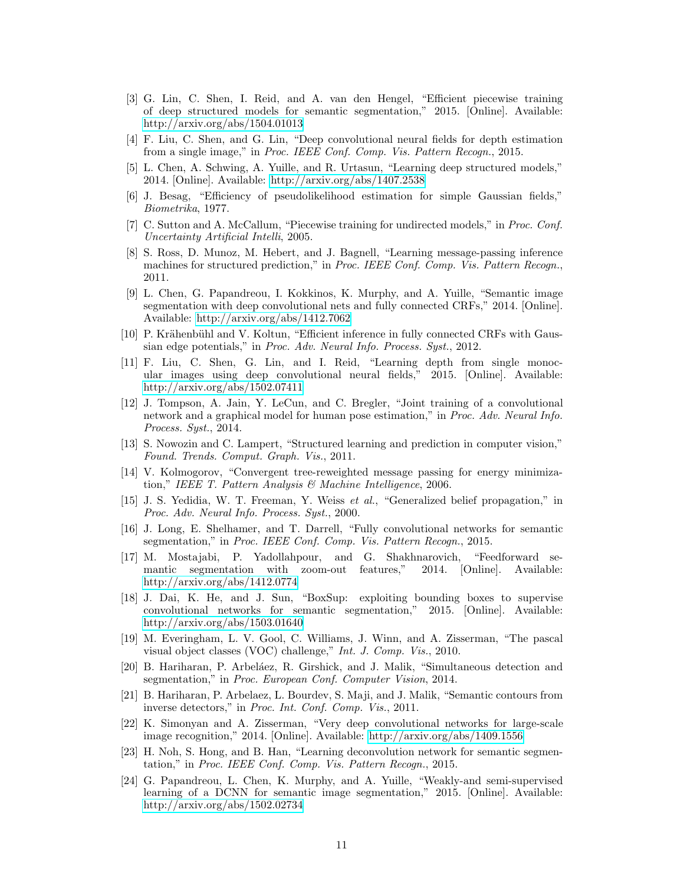[3] G. Lin, C. Shen, I. Reid, and A. van den Hengel, "Efficient piecewise training of deep structured models for semantic segmentation," 2015. [Online]. Available: http://arxiv.org/abs/1504.01013

[4] F. Liu, C. Shen, and G. Lin, "Deep convolutional neural fields for depth estimation from a single image," in *Proc. IEEE Conf. Comp. Vis. Pattern Recogn.*, 2015.

[5] L. Chen, A. Schwing, A. Yuille, and R. Urtasun, "Learning deep structured models," 2014. [Online]. Available: http://arxiv.org/abs/1407.2538

[6] J. Besag, "Efficiency of pseudolikelihood estimation for simple Gaussian fields," *Biometrika*, 1977.

[7] C. Sutton and A. McCallum, "Piecewise training for undirected models," in *Proc. Conf. Uncertainty Artificial Intelli*, 2005.

[8] S. Ross, D. Munoz, M. Hebert, and J. Bagnell, "Learning message-passing inference machines for structured prediction," in *Proc. IEEE Conf. Comp. Vis. Pattern Recogn.*, 2011.

[9] L. Chen, G. Papandreou, I. Kokkinos, K. Murphy, and A. Yuille, "Semantic image segmentation with deep convolutional nets and fully connected CRFs," 2014. [Online]. Available: http://arxiv.org/abs/1412.7062

[10] P. Krähenbühl and V. Koltun, "Efficient inference in fully connected CRFs with Gaussian edge potentials," in *Proc. Adv. Neural Info. Process. Syst.*, 2012.

[11] F. Liu, C. Shen, G. Lin, and I. Reid, "Learning depth from single monocular images using deep convolutional neural fields," 2015. [Online]. Available: http://arxiv.org/abs/1502.07411

[12] J. Tompson, A. Jain, Y. LeCun, and C. Bregler, "Joint training of a convolutional network and a graphical model for human pose estimation," in *Proc. Adv. Neural Info. Process. Syst.*, 2014.

[13] S. Nowozin and C. Lampert, "Structured learning and prediction in computer vision," *Found. Trends. Comput. Graph. Vis.*, 2011.

[14] V. Kolmogorov, "Convergent tree-reweighted message passing for energy minimization," *IEEE T. Pattern Analysis & Machine Intelligence*, 2006.

[15] J. S. Yedidia, W. T. Freeman, Y. Weiss *et al.*, "Generalized belief propagation," in *Proc. Adv. Neural Info. Process. Syst.*, 2000.

[16] J. Long, E. Shelhamer, and T. Darrell, "Fully convolutional networks for semantic segmentation," in *Proc. IEEE Conf. Comp. Vis. Pattern Recogn.*, 2015.

[17] M. Mostajabi, P. Yadollahpour, and G. Shakhnarovich, "Feedforward semantic segmentation with zoom-out features," 2014. [Online]. Available: http://arxiv.org/abs/1412.0774

[18] J. Dai, K. He, and J. Sun, "BoxSup: exploiting bounding boxes to supervise convolutional networks for semantic segmentation," 2015. [Online]. Available: http://arxiv.org/abs/1503.01640

[19] M. Everingham, L. V. Gool, C. Williams, J. Winn, and A. Zisserman, "The pascal visual object classes (VOC) challenge," *Int. J. Comp. Vis.*, 2010.

[20] B. Hariharan, P. Arbeláez, R. Girshick, and J. Malik, "Simultaneous detection and segmentation," in *Proc. European Conf. Computer Vision*, 2014.

[21] B. Hariharan, P. Arbelaez, L. Bourdev, S. Maji, and J. Malik, "Semantic contours from inverse detectors," in *Proc. Int. Conf. Comp. Vis.*, 2011.

[22] K. Simonyan and A. Zisserman, "Very deep convolutional networks for large-scale image recognition," 2014. [Online]. Available: http://arxiv.org/abs/1409.1556

[23] H. Noh, S. Hong, and B. Han, "Learning deconvolution network for semantic segmentation," in *Proc. IEEE Conf. Comp. Vis. Pattern Recogn.*, 2015.

[24] G. Papandreou, L. Chen, K. Murphy, and A. Yuille, "Weakly-and semi-supervised learning of a DCNN for semantic image segmentation," 2015. [Online]. Available: http://arxiv.org/abs/1502.02734